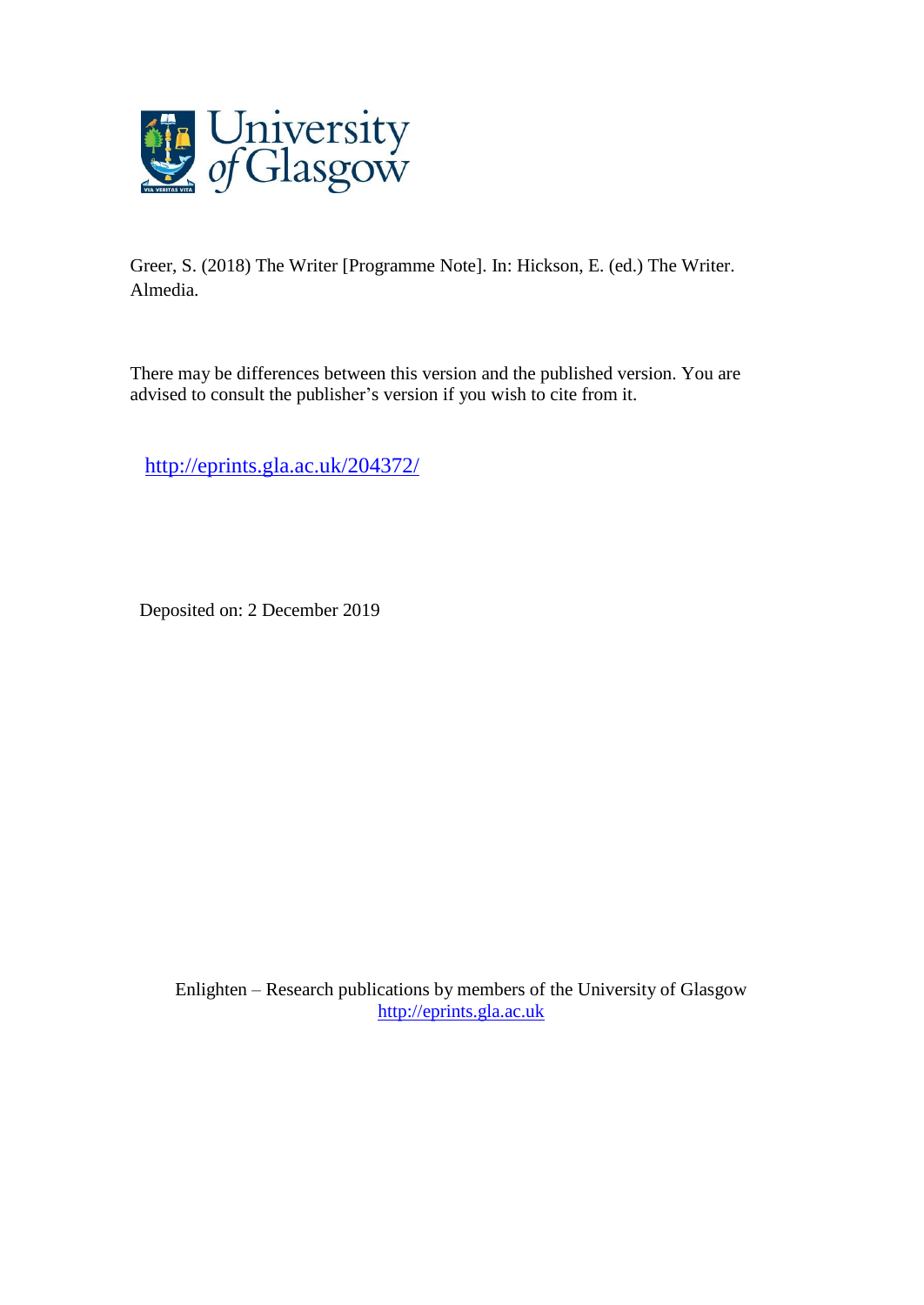Greer, S. (2018) The Writer [Programme Note]. In: Hickson, E. (ed.) The Writer. Almedia.

There may be differences between this version and the published version. You are advised to consult the publisher's version if you wish to cite from it.

http://eprints.gla.ac.uk/204372/

Deposited on: 2 December 2019

Enlighten – Research publications by members of the University of Glasgow
http://eprints.gla.ac.uk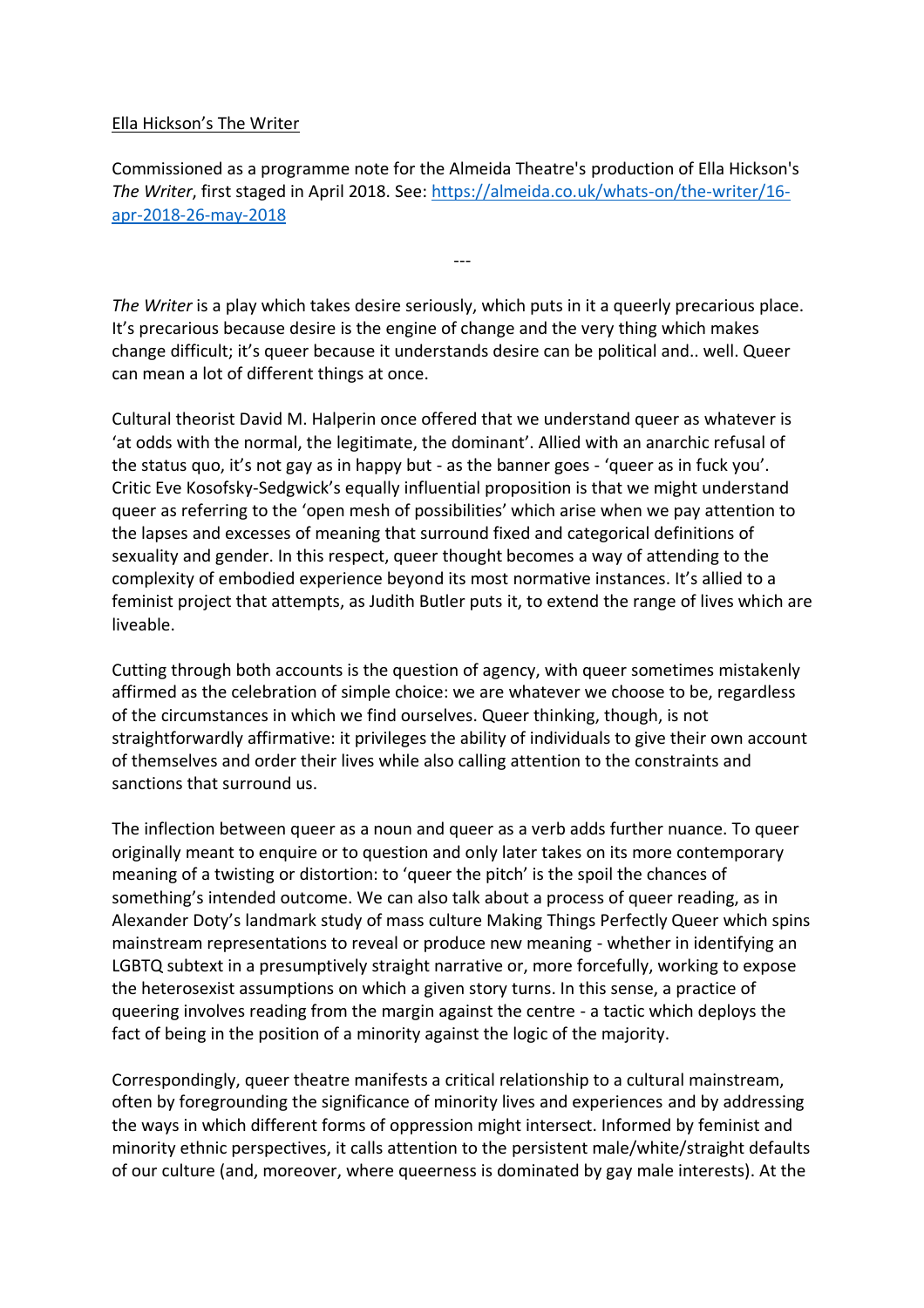Ella Hickson's The Writer

Commissioned as a programme note for the Almeida Theatre's production of Ella Hickson's *The Writer*, first staged in April 2018. See: [https://almeida.co.uk/whats-on/the-writer/16-apr-2018-26-may-2018](https://almeida.co.uk/whats-on/the-writer/16-apr-2018-26-may-2018)

---

*The Writer* is a play which takes desire seriously, which puts in it a queerly precarious place. It's precarious because desire is the engine of change and the very thing which makes change difficult; it's queer because it understands desire can be political and.. well. Queer can mean a lot of different things at once.

Cultural theorist David M. Halperin once offered that we understand queer as whatever is 'at odds with the normal, the legitimate, the dominant'. Allied with an anarchic refusal of the status quo, it's not gay as in happy but - as the banner goes - 'queer as in fuck you'. Critic Eve Kosofsky-Sedgwick's equally influential proposition is that we might understand queer as referring to the 'open mesh of possibilities' which arise when we pay attention to the lapses and excesses of meaning that surround fixed and categorical definitions of sexuality and gender. In this respect, queer thought becomes a way of attending to the complexity of embodied experience beyond its most normative instances. It's allied to a feminist project that attempts, as Judith Butler puts it, to extend the range of lives which are liveable.

Cutting through both accounts is the question of agency, with queer sometimes mistakenly affirmed as the celebration of simple choice: we are whatever we choose to be, regardless of the circumstances in which we find ourselves. Queer thinking, though, is not straightforwardly affirmative: it privileges the ability of individuals to give their own account of themselves and order their lives while also calling attention to the constraints and sanctions that surround us.

The inflection between queer as a noun and queer as a verb adds further nuance. To queer originally meant to enquire or to question and only later takes on its more contemporary meaning of a twisting or distortion: to 'queer the pitch' is the spoil the chances of something's intended outcome. We can also talk about a process of queer reading, as in Alexander Doty's landmark study of mass culture Making Things Perfectly Queer which spins mainstream representations to reveal or produce new meaning - whether in identifying an LGBTQ subtext in a presumptively straight narrative or, more forcefully, working to expose the heterosexist assumptions on which a given story turns. In this sense, a practice of queering involves reading from the margin against the centre - a tactic which deploys the fact of being in the position of a minority against the logic of the majority.

Correspondingly, queer theatre manifests a critical relationship to a cultural mainstream, often by foregrounding the significance of minority lives and experiences and by addressing the ways in which different forms of oppression might intersect. Informed by feminist and minority ethnic perspectives, it calls attention to the persistent male/white/straight defaults of our culture (and, moreover, where queerness is dominated by gay male interests). At the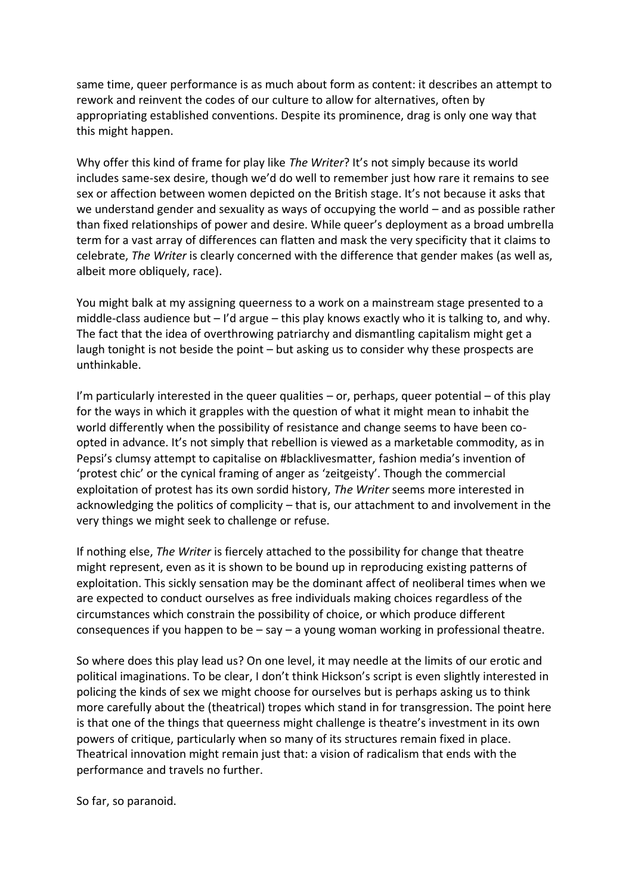same time, queer performance is as much about form as content: it describes an attempt to rework and reinvent the codes of our culture to allow for alternatives, often by appropriating established conventions. Despite its prominence, drag is only one way that this might happen.

Why offer this kind of frame for play like *The Writer*? It's not simply because its world includes same-sex desire, though we'd do well to remember just how rare it remains to see sex or affection between women depicted on the British stage. It's not because it asks that we understand gender and sexuality as ways of occupying the world – and as possible rather than fixed relationships of power and desire. While queer's deployment as a broad umbrella term for a vast array of differences can flatten and mask the very specificity that it claims to celebrate, *The Writer* is clearly concerned with the difference that gender makes (as well as, albeit more obliquely, race).

You might balk at my assigning queerness to a work on a mainstream stage presented to a middle-class audience but – I'd argue – this play knows exactly who it is talking to, and why. The fact that the idea of overthrowing patriarchy and dismantling capitalism might get a laugh tonight is not beside the point – but asking us to consider why these prospects are unthinkable.

I'm particularly interested in the queer qualities – or, perhaps, queer potential – of this play for the ways in which it grapples with the question of what it might mean to inhabit the world differently when the possibility of resistance and change seems to have been co-opted in advance. It's not simply that rebellion is viewed as a marketable commodity, as in Pepsi's clumsy attempt to capitalise on #blacklivesmatter, fashion media's invention of 'protest chic' or the cynical framing of anger as 'zeitgeisty'. Though the commercial exploitation of protest has its own sordid history, *The Writer* seems more interested in acknowledging the politics of complicity – that is, our attachment to and involvement in the very things we might seek to challenge or refuse.

If nothing else, *The Writer* is fiercely attached to the possibility for change that theatre might represent, even as it is shown to be bound up in reproducing existing patterns of exploitation. This sickly sensation may be the dominant affect of neoliberal times when we are expected to conduct ourselves as free individuals making choices regardless of the circumstances which constrain the possibility of choice, or which produce different consequences if you happen to be – say – a young woman working in professional theatre.

So where does this play lead us? On one level, it may needle at the limits of our erotic and political imaginations. To be clear, I don't think Hickson's script is even slightly interested in policing the kinds of sex we might choose for ourselves but is perhaps asking us to think more carefully about the (theatrical) tropes which stand in for transgression. The point here is that one of the things that queerness might challenge is theatre's investment in its own powers of critique, particularly when so many of its structures remain fixed in place. Theatrical innovation might remain just that: a vision of radicalism that ends with the performance and travels no further.

So far, so paranoid.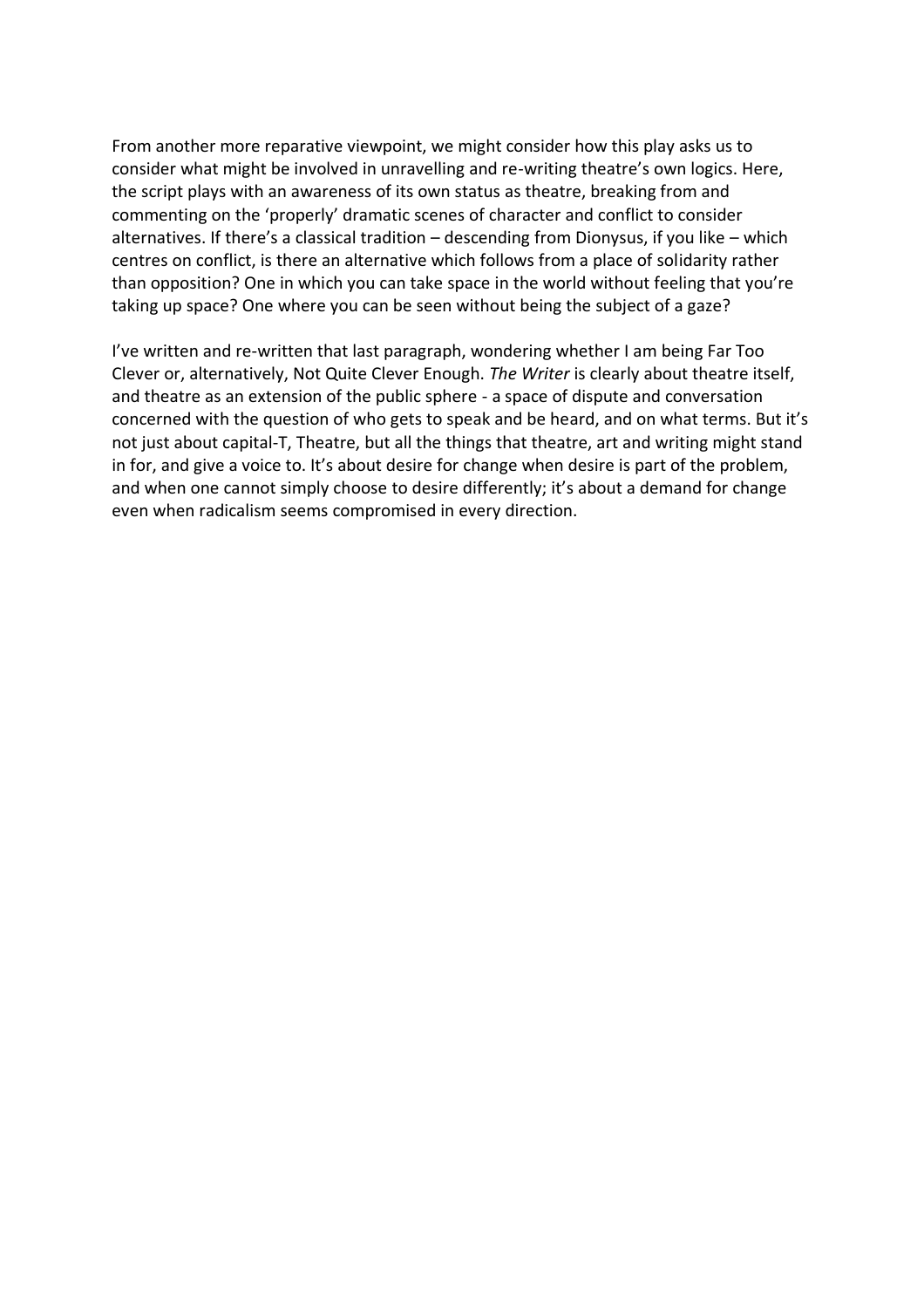From another more reparative viewpoint, we might consider how this play asks us to consider what might be involved in unravelling and re-writing theatre's own logics. Here, the script plays with an awareness of its own status as theatre, breaking from and commenting on the 'properly' dramatic scenes of character and conflict to consider alternatives. If there's a classical tradition – descending from Dionysus, if you like – which centres on conflict, is there an alternative which follows from a place of solidarity rather than opposition? One in which you can take space in the world without feeling that you're taking up space? One where you can be seen without being the subject of a gaze?

I've written and re-written that last paragraph, wondering whether I am being Far Too Clever or, alternatively, Not Quite Clever Enough. *The Writer* is clearly about theatre itself, and theatre as an extension of the public sphere - a space of dispute and conversation concerned with the question of who gets to speak and be heard, and on what terms. But it's not just about capital-T, Theatre, but all the things that theatre, art and writing might stand in for, and give a voice to. It's about desire for change when desire is part of the problem, and when one cannot simply choose to desire differently; it's about a demand for change even when radicalism seems compromised in every direction.